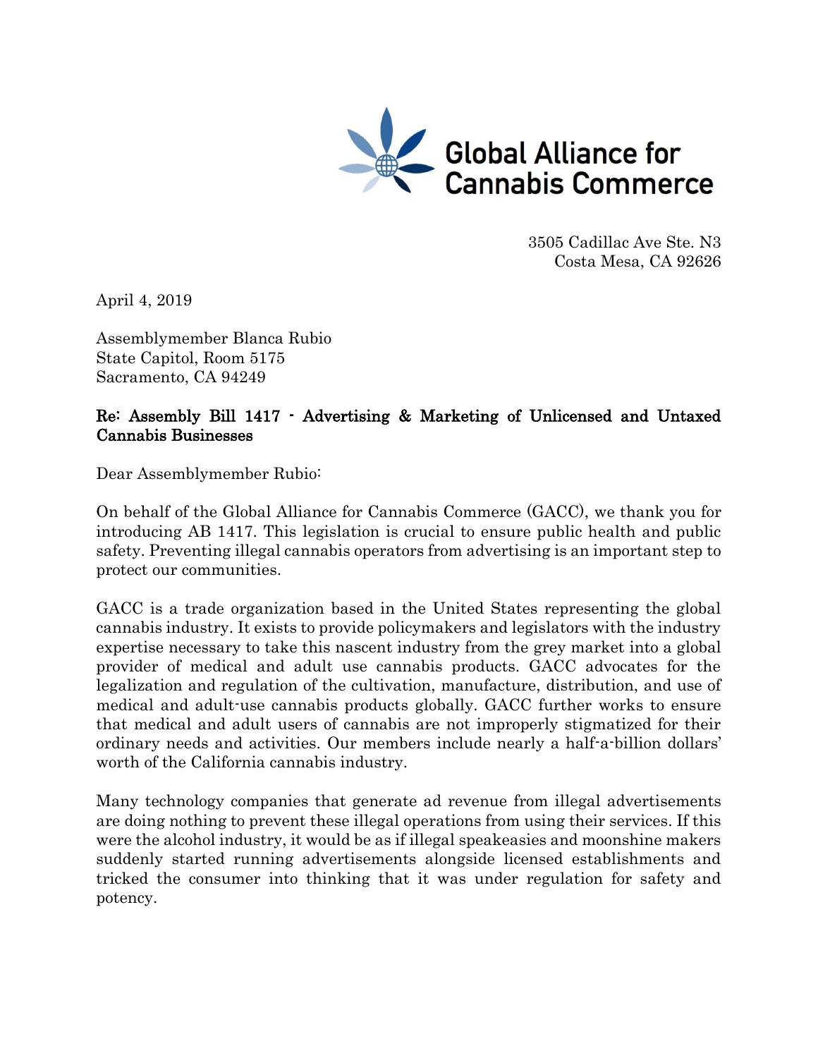Global Alliance for Cannabis Commerce

3505 Cadillac Ave Ste. N3
Costa Mesa, CA 92626

April 4, 2019

Assemblymember Blanca Rubio
State Capitol, Room 5175
Sacramento, CA 94249

**Re: Assembly Bill 1417 - Advertising & Marketing of Unlicensed and Untaxed Cannabis Businesses**

Dear Assemblymember Rubio:

On behalf of the Global Alliance for Cannabis Commerce (GACC), we thank you for introducing AB 1417. This legislation is crucial to ensure public health and public safety. Preventing illegal cannabis operators from advertising is an important step to protect our communities.

GACC is a trade organization based in the United States representing the global cannabis industry. It exists to provide policymakers and legislators with the industry expertise necessary to take this nascent industry from the grey market into a global provider of medical and adult use cannabis products. GACC advocates for the legalization and regulation of the cultivation, manufacture, distribution, and use of medical and adult-use cannabis products globally. GACC further works to ensure that medical and adult users of cannabis are not improperly stigmatized for their ordinary needs and activities. Our members include nearly a half-a-billion dollars' worth of the California cannabis industry.

Many technology companies that generate ad revenue from illegal advertisements are doing nothing to prevent these illegal operations from using their services. If this were the alcohol industry, it would be as if illegal speakeasies and moonshine makers suddenly started running advertisements alongside licensed establishments and tricked the consumer into thinking that it was under regulation for safety and potency.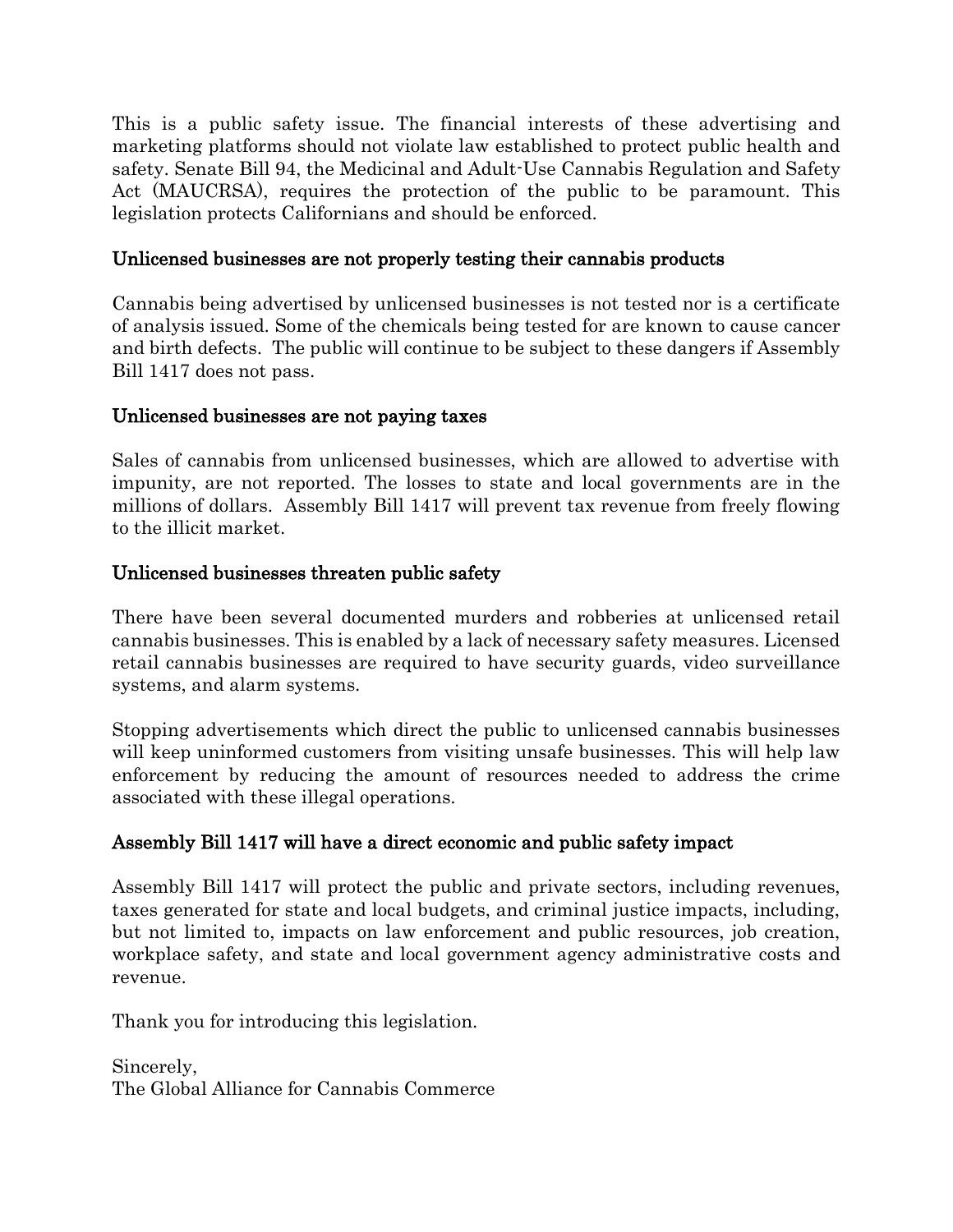This is a public safety issue. The financial interests of these advertising and marketing platforms should not violate law established to protect public health and safety. Senate Bill 94, the Medicinal and Adult-Use Cannabis Regulation and Safety Act (MAUCRSA), requires the protection of the public to be paramount. This legislation protects Californians and should be enforced.

**Unlicensed businesses are not properly testing their cannabis products**

Cannabis being advertised by unlicensed businesses is not tested nor is a certificate of analysis issued. Some of the chemicals being tested for are known to cause cancer and birth defects. The public will continue to be subject to these dangers if Assembly Bill 1417 does not pass.

**Unlicensed businesses are not paying taxes**

Sales of cannabis from unlicensed businesses, which are allowed to advertise with impunity, are not reported. The losses to state and local governments are in the millions of dollars. Assembly Bill 1417 will prevent tax revenue from freely flowing to the illicit market.

**Unlicensed businesses threaten public safety**

There have been several documented murders and robberies at unlicensed retail cannabis businesses. This is enabled by a lack of necessary safety measures. Licensed retail cannabis businesses are required to have security guards, video surveillance systems, and alarm systems.

Stopping advertisements which direct the public to unlicensed cannabis businesses will keep uninformed customers from visiting unsafe businesses. This will help law enforcement by reducing the amount of resources needed to address the crime associated with these illegal operations.

**Assembly Bill 1417 will have a direct economic and public safety impact**

Assembly Bill 1417 will protect the public and private sectors, including revenues, taxes generated for state and local budgets, and criminal justice impacts, including, but not limited to, impacts on law enforcement and public resources, job creation, workplace safety, and state and local government agency administrative costs and revenue.

Thank you for introducing this legislation.

Sincerely,
The Global Alliance for Cannabis Commerce